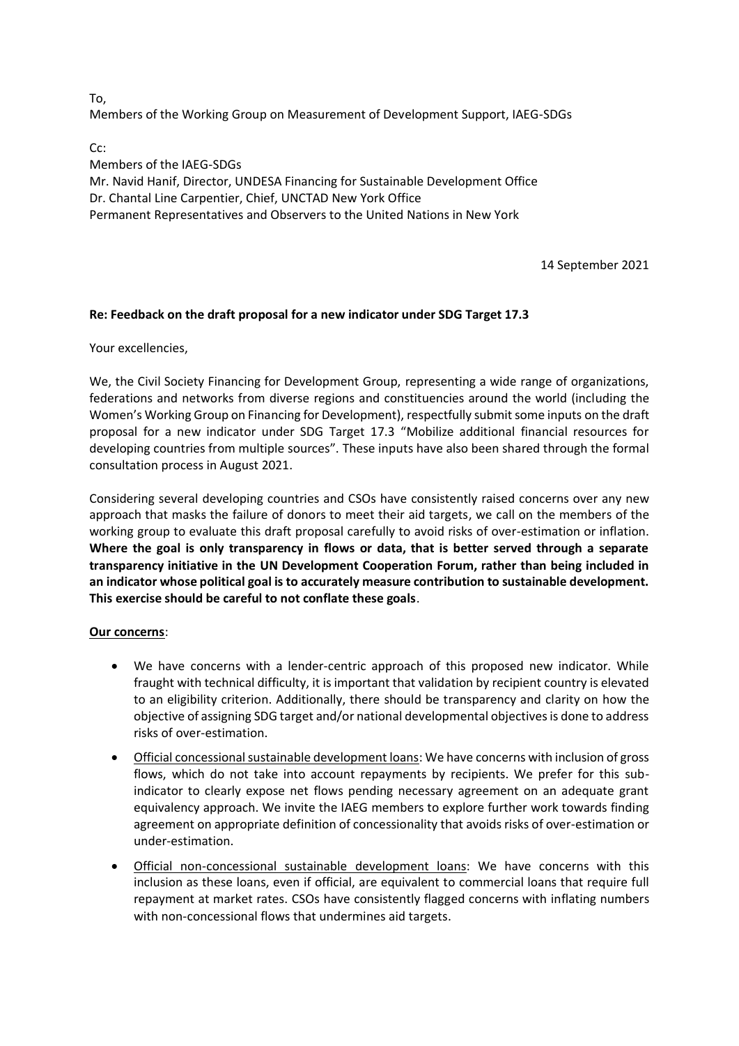To,
Members of the Working Group on Measurement of Development Support, IAEG-SDGs

Cc:
Members of the IAEG-SDGs
Mr. Navid Hanif, Director, UNDESA Financing for Sustainable Development Office
Dr. Chantal Line Carpentier, Chief, UNCTAD New York Office
Permanent Representatives and Observers to the United Nations in New York

14 September 2021

**Re: Feedback on the draft proposal for a new indicator under SDG Target 17.3**

Your excellencies,

We, the Civil Society Financing for Development Group, representing a wide range of organizations, federations and networks from diverse regions and constituencies around the world (including the Women's Working Group on Financing for Development), respectfully submit some inputs on the draft proposal for a new indicator under SDG Target 17.3 "Mobilize additional financial resources for developing countries from multiple sources". These inputs have also been shared through the formal consultation process in August 2021.

Considering several developing countries and CSOs have consistently raised concerns over any new approach that masks the failure of donors to meet their aid targets, we call on the members of the working group to evaluate this draft proposal carefully to avoid risks of over-estimation or inflation. **Where the goal is only transparency in flows or data, that is better served through a separate transparency initiative in the UN Development Cooperation Forum, rather than being included in an indicator whose political goal is to accurately measure contribution to sustainable development. This exercise should be careful to not conflate these goals**.

**Our concerns**:

- We have concerns with a lender-centric approach of this proposed new indicator. While fraught with technical difficulty, it is important that validation by recipient country is elevated to an eligibility criterion. Additionally, there should be transparency and clarity on how the objective of assigning SDG target and/or national developmental objectives is done to address risks of over-estimation.
- Official concessional sustainable development loans: We have concerns with inclusion of gross flows, which do not take into account repayments by recipients. We prefer for this sub-indicator to clearly expose net flows pending necessary agreement on an adequate grant equivalency approach. We invite the IAEG members to explore further work towards finding agreement on appropriate definition of concessionality that avoids risks of over-estimation or under-estimation.
- Official non-concessional sustainable development loans: We have concerns with this inclusion as these loans, even if official, are equivalent to commercial loans that require full repayment at market rates. CSOs have consistently flagged concerns with inflating numbers with non-concessional flows that undermines aid targets.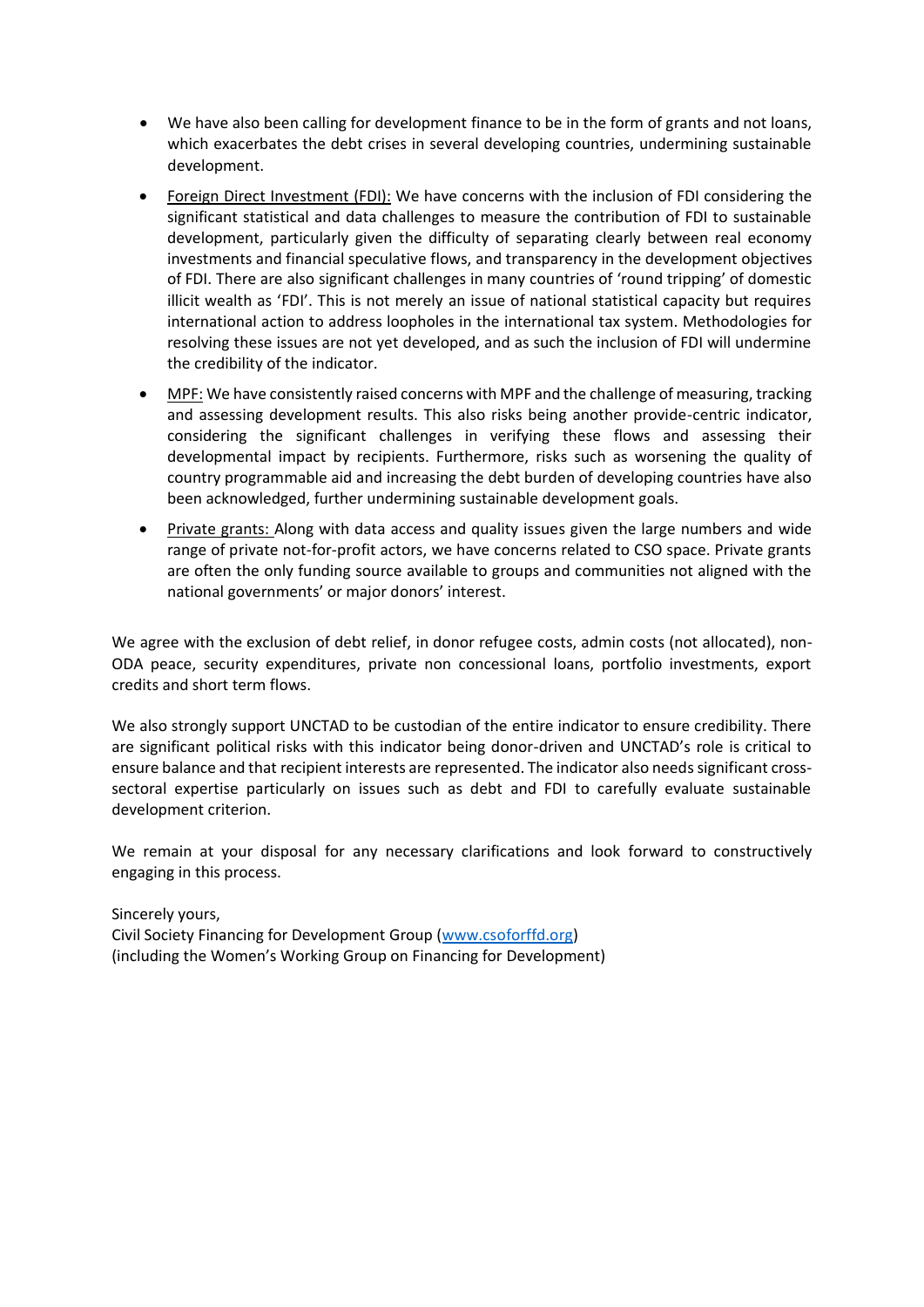- We have also been calling for development finance to be in the form of grants and not loans, which exacerbates the debt crises in several developing countries, undermining sustainable development.
- <u>Foreign Direct Investment (FDI):</u> We have concerns with the inclusion of FDI considering the significant statistical and data challenges to measure the contribution of FDI to sustainable development, particularly given the difficulty of separating clearly between real economy investments and financial speculative flows, and transparency in the development objectives of FDI. There are also significant challenges in many countries of 'round tripping' of domestic illicit wealth as 'FDI'. This is not merely an issue of national statistical capacity but requires international action to address loopholes in the international tax system. Methodologies for resolving these issues are not yet developed, and as such the inclusion of FDI will undermine the credibility of the indicator.
- <u>MPF:</u> We have consistently raised concerns with MPF and the challenge of measuring, tracking and assessing development results. This also risks being another provide-centric indicator, considering the significant challenges in verifying these flows and assessing their developmental impact by recipients. Furthermore, risks such as worsening the quality of country programmable aid and increasing the debt burden of developing countries have also been acknowledged, further undermining sustainable development goals.
- <u>Private grants:</u> Along with data access and quality issues given the large numbers and wide range of private not-for-profit actors, we have concerns related to CSO space. Private grants are often the only funding source available to groups and communities not aligned with the national governments' or major donors' interest.

We agree with the exclusion of debt relief, in donor refugee costs, admin costs (not allocated), non-ODA peace, security expenditures, private non concessional loans, portfolio investments, export credits and short term flows.

We also strongly support UNCTAD to be custodian of the entire indicator to ensure credibility. There are significant political risks with this indicator being donor-driven and UNCTAD's role is critical to ensure balance and that recipient interests are represented. The indicator also needs significant cross-sectoral expertise particularly on issues such as debt and FDI to carefully evaluate sustainable development criterion.

We remain at your disposal for any necessary clarifications and look forward to constructively engaging in this process.

Sincerely yours,
Civil Society Financing for Development Group ([www.csoforffd.org](http://www.csoforffd.org))
(including the Women's Working Group on Financing for Development)